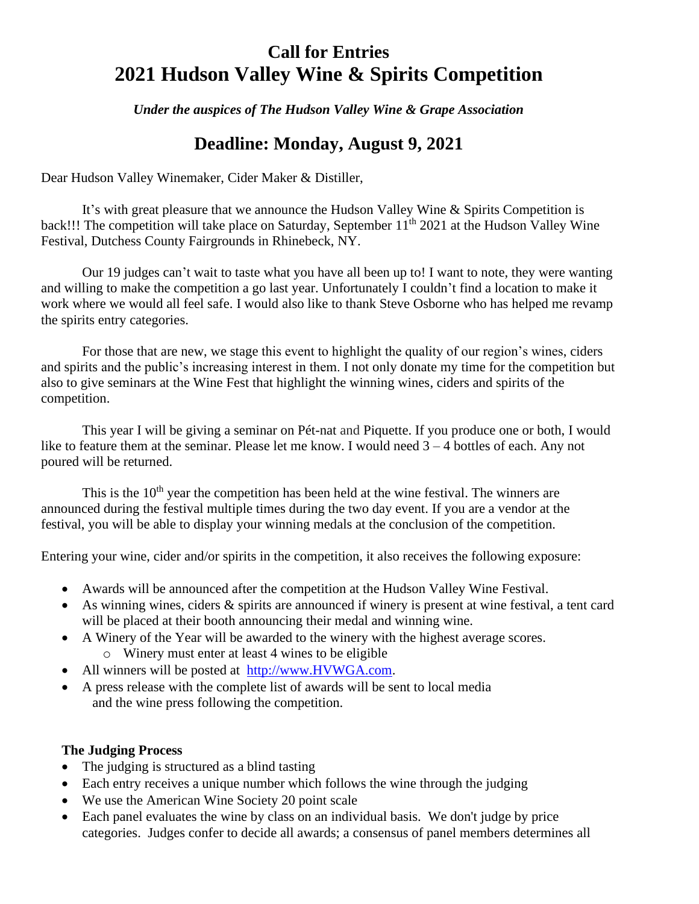# Call for Entries
# 2021 Hudson Valley Wine & Spirits Competition

***Under the auspices of The Hudson Valley Wine & Grape Association***

## Deadline: Monday, August 9, 2021

Dear Hudson Valley Winemaker, Cider Maker & Distiller,

It's with great pleasure that we announce the Hudson Valley Wine & Spirits Competition is back!!! The competition will take place on Saturday, September 11th 2021 at the Hudson Valley Wine Festival, Dutchess County Fairgrounds in Rhinebeck, NY.

Our 19 judges can't wait to taste what you have all been up to! I want to note, they were wanting and willing to make the competition a go last year. Unfortunately I couldn't find a location to make it work where we would all feel safe. I would also like to thank Steve Osborne who has helped me revamp the spirits entry categories.

For those that are new, we stage this event to highlight the quality of our region's wines, ciders and spirits and the public's increasing interest in them. I not only donate my time for the competition but also to give seminars at the Wine Fest that highlight the winning wines, ciders and spirits of the competition.

This year I will be giving a seminar on Pét-nat and Piquette. If you produce one or both, I would like to feature them at the seminar. Please let me know. I would need 3 – 4 bottles of each. Any not poured will be returned.

This is the 10th year the competition has been held at the wine festival. The winners are announced during the festival multiple times during the two day event. If you are a vendor at the festival, you will be able to display your winning medals at the conclusion of the competition.

Entering your wine, cider and/or spirits in the competition, it also receives the following exposure:

- Awards will be announced after the competition at the Hudson Valley Wine Festival.
- As winning wines, ciders & spirits are announced if winery is present at wine festival, a tent card will be placed at their booth announcing their medal and winning wine.
- A Winery of the Year will be awarded to the winery with the highest average scores.
  - Winery must enter at least 4 wines to be eligible
- All winners will be posted at http://www.HVWGA.com.
- A press release with the complete list of awards will be sent to local media and the wine press following the competition.

**The Judging Process**

- The judging is structured as a blind tasting
- Each entry receives a unique number which follows the wine through the judging
- We use the American Wine Society 20 point scale
- Each panel evaluates the wine by class on an individual basis. We don't judge by price categories. Judges confer to decide all awards; a consensus of panel members determines all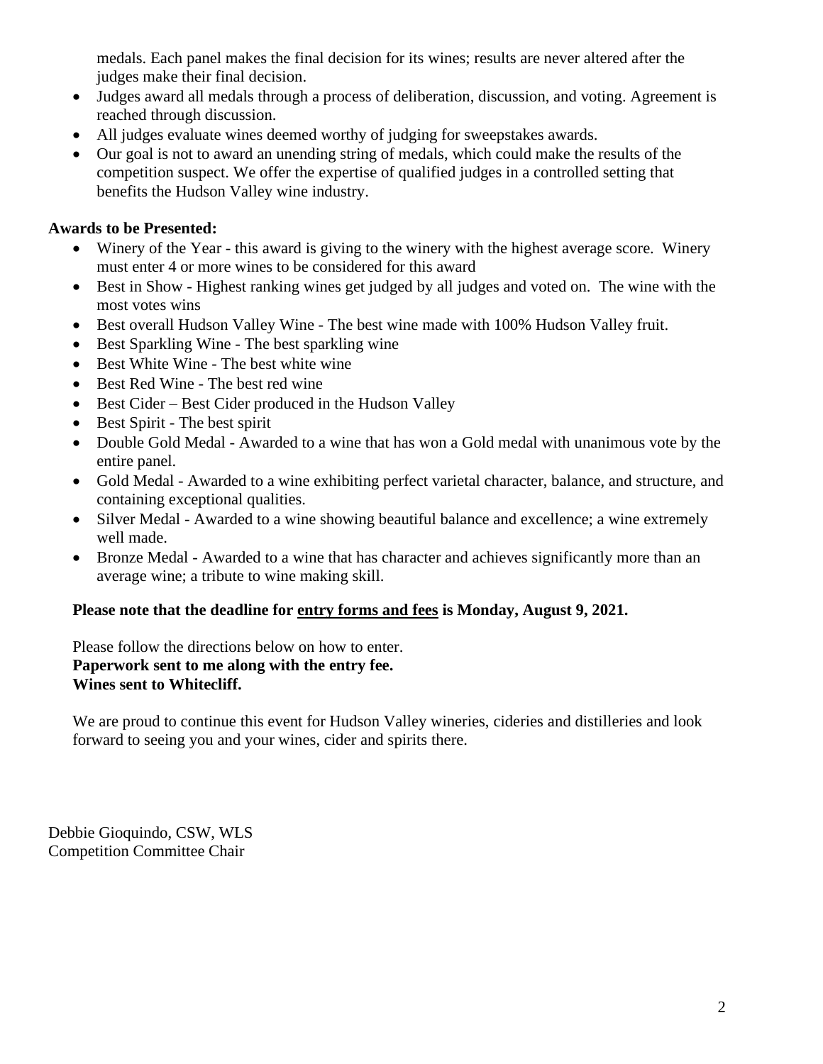medals. Each panel makes the final decision for its wines; results are never altered after the judges make their final decision.

- Judges award all medals through a process of deliberation, discussion, and voting. Agreement is reached through discussion.
- All judges evaluate wines deemed worthy of judging for sweepstakes awards.
- Our goal is not to award an unending string of medals, which could make the results of the competition suspect. We offer the expertise of qualified judges in a controlled setting that benefits the Hudson Valley wine industry.

**Awards to be Presented:**

- Winery of the Year - this award is giving to the winery with the highest average score. Winery must enter 4 or more wines to be considered for this award
- Best in Show - Highest ranking wines get judged by all judges and voted on. The wine with the most votes wins
- Best overall Hudson Valley Wine - The best wine made with 100% Hudson Valley fruit.
- Best Sparkling Wine - The best sparkling wine
- Best White Wine - The best white wine
- Best Red Wine - The best red wine
- Best Cider – Best Cider produced in the Hudson Valley
- Best Spirit - The best spirit
- Double Gold Medal - Awarded to a wine that has won a Gold medal with unanimous vote by the entire panel.
- Gold Medal - Awarded to a wine exhibiting perfect varietal character, balance, and structure, and containing exceptional qualities.
- Silver Medal - Awarded to a wine showing beautiful balance and excellence; a wine extremely well made.
- Bronze Medal - Awarded to a wine that has character and achieves significantly more than an average wine; a tribute to wine making skill.

**Please note that the deadline for entry forms and fees is Monday, August 9, 2021.**

Please follow the directions below on how to enter.
**Paperwork sent to me along with the entry fee.**
**Wines sent to Whitecliff.**

We are proud to continue this event for Hudson Valley wineries, cideries and distilleries and look forward to seeing you and your wines, cider and spirits there.

Debbie Gioquindo, CSW, WLS
Competition Committee Chair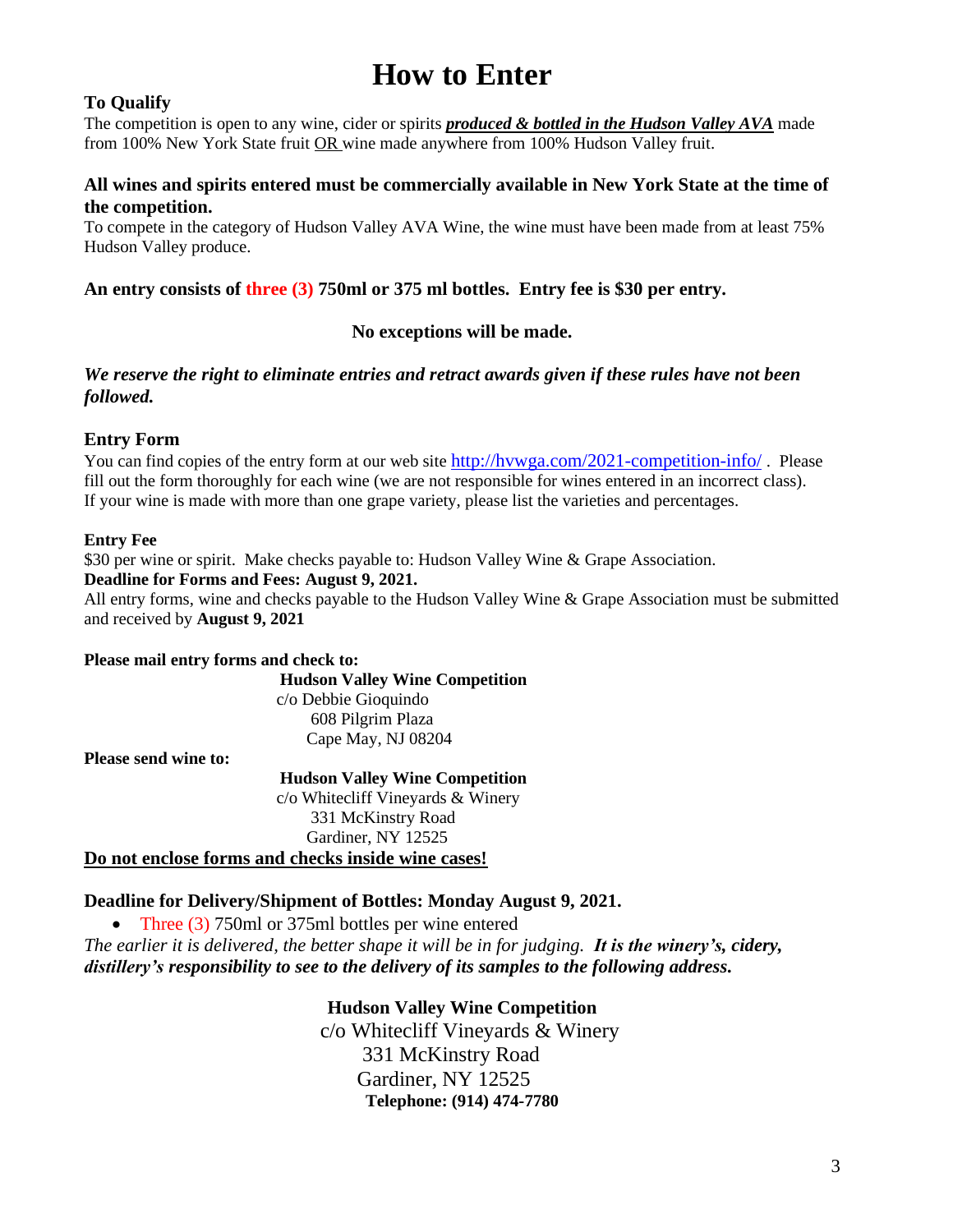# How to Enter

**To Qualify**

The competition is open to any wine, cider or spirits ***produced & bottled in the Hudson Valley AVA*** made from 100% New York State fruit OR wine made anywhere from 100% Hudson Valley fruit.

**All wines and spirits entered must be commercially available in New York State at the time of the competition.**

To compete in the category of Hudson Valley AVA Wine, the wine must have been made from at least 75% Hudson Valley produce.

**An entry consists of three (3) 750ml or 375 ml bottles. Entry fee is $30 per entry.**

**No exceptions will be made.**

***We reserve the right to eliminate entries and retract awards given if these rules have not been followed.***

**Entry Form**

You can find copies of the entry form at our web site http://hvwga.com/2021-competition-info/ . Please fill out the form thoroughly for each wine (we are not responsible for wines entered in an incorrect class). If your wine is made with more than one grape variety, please list the varieties and percentages.

**Entry Fee**

$30 per wine or spirit. Make checks payable to: Hudson Valley Wine & Grape Association.

**Deadline for Forms and Fees: August 9, 2021.**

All entry forms, wine and checks payable to the Hudson Valley Wine & Grape Association must be submitted and received by **August 9, 2021**

**Please mail entry forms and check to:**

**Hudson Valley Wine Competition**
c/o Debbie Gioquindo
608 Pilgrim Plaza
Cape May, NJ 08204

**Please send wine to:**

**Hudson Valley Wine Competition**
c/o Whitecliff Vineyards & Winery
331 McKinstry Road
Gardiner, NY 12525

**Do not enclose forms and checks inside wine cases!**

**Deadline for Delivery/Shipment of Bottles: Monday August 9, 2021.**

- Three (3) 750ml or 375ml bottles per wine entered

*The earlier it is delivered, the better shape it will be in for judging.* ***It is the winery's, cidery, distillery's responsibility to see to the delivery of its samples to the following address.***

**Hudson Valley Wine Competition**
c/o Whitecliff Vineyards & Winery
331 McKinstry Road
Gardiner, NY 12525
**Telephone: (914) 474-7780**